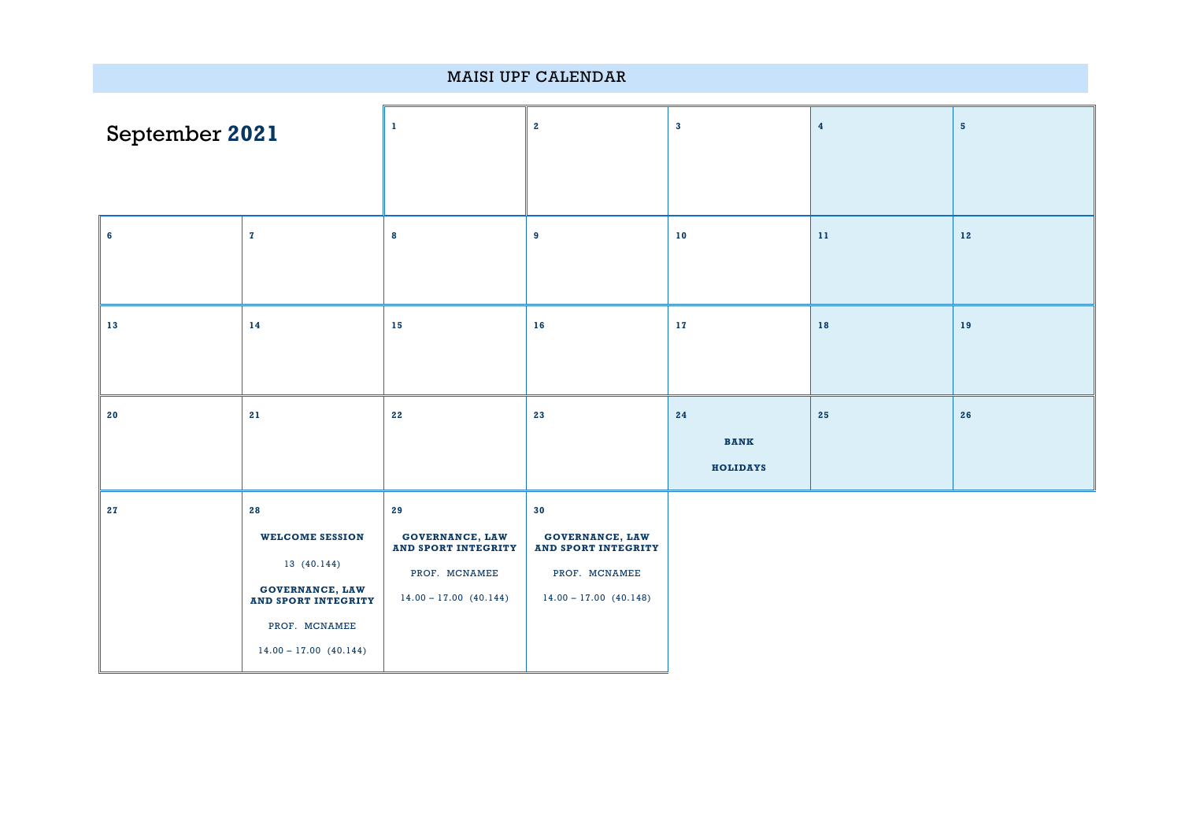# MAISI UPF CALENDAR

## September 2021

| | | | | | | |
|---|---|---|---|---|---|---|
| | | 1 | 2 | 3 | 4 | 5 |
| 6 | 7 | 8 | 9 | 10 | 11 | 12 |
| 13 | 14 | 15 | 16 | 17 | 18 | 19 |
| 20 | 21 | 22 | 23 | 24<br>**BANK HOLIDAYS** | 25 | 26 |
| 27 | 28<br>**WELCOME SESSION**<br>13 (40.144)<br>**GOVERNANCE, LAW AND SPORT INTEGRITY**<br>PROF. MCNAMEE<br>14.00 – 17.00 (40.144) | 29<br>**GOVERNANCE, LAW AND SPORT INTEGRITY**<br>PROF. MCNAMEE<br>14.00 – 17.00 (40.144) | 30<br>**GOVERNANCE, LAW AND SPORT INTEGRITY**<br>PROF. MCNAMEE<br>14.00 – 17.00 (40.148) | | | |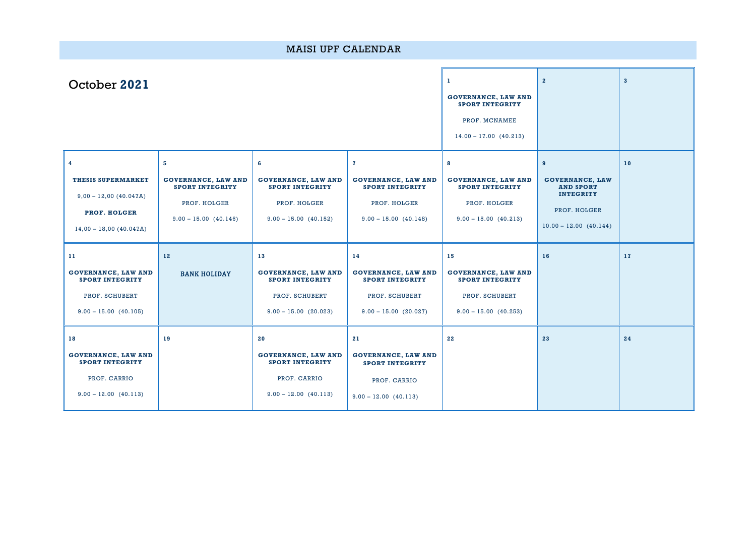# MAISI UPF CALENDAR

## October 2021

| | | | | | | |
|---|---|---|---|---|---|---|
| | | | | **1** <br> **GOVERNANCE, LAW AND SPORT INTEGRITY** <br> PROF. MCNAMEE <br> 14.00 – 17.00 (40.213) | **2** | **3** |
| **4** <br> **THESIS SUPERMARKET** <br> 9,00 – 12,00 (40.047A) <br> **PROF. HOLGER** <br> 14,00 – 18,00 (40.047A) | **5** <br> **GOVERNANCE, LAW AND SPORT INTEGRITY** <br> PROF. HOLGER <br> 9.00 – 15.00 (40.146) | **6** <br> **GOVERNANCE, LAW AND SPORT INTEGRITY** <br> PROF. HOLGER <br> 9.00 – 15.00 (40.152) | **7** <br> **GOVERNANCE, LAW AND SPORT INTEGRITY** <br> PROF. HOLGER <br> 9.00 – 15.00 (40.148) | **8** <br> **GOVERNANCE, LAW AND SPORT INTEGRITY** <br> PROF. HOLGER <br> 9.00 – 15.00 (40.213) | **9** <br> **GOVERNANCE, LAW AND SPORT INTEGRITY** <br> PROF. HOLGER <br> 10.00 – 12.00 (40.144) | **10** |
| **11** <br> **GOVERNANCE, LAW AND SPORT INTEGRITY** <br> PROF. SCHUBERT <br> 9.00 – 15.00 (40.105) | **12** <br> **BANK HOLIDAY** | **13** <br> **GOVERNANCE, LAW AND SPORT INTEGRITY** <br> PROF. SCHUBERT <br> 9.00 – 15.00 (20.023) | **14** <br> **GOVERNANCE, LAW AND SPORT INTEGRITY** <br> PROF. SCHUBERT <br> 9.00 – 15.00 (20.027) | **15** <br> **GOVERNANCE, LAW AND SPORT INTEGRITY** <br> PROF. SCHUBERT <br> 9.00 – 15.00 (40.253) | **16** | **17** |
| **18** <br> **GOVERNANCE, LAW AND SPORT INTEGRITY** <br> PROF. CARRIO <br> 9.00 – 12.00 (40.113) | **19** | **20** <br> **GOVERNANCE, LAW AND SPORT INTEGRITY** <br> PROF. CARRIO <br> 9.00 – 12.00 (40.113) | **21** <br> **GOVERNANCE, LAW AND SPORT INTEGRITY** <br> PROF. CARRIO <br> 9.00 – 12.00 (40.113) | **22** | **23** | **24** |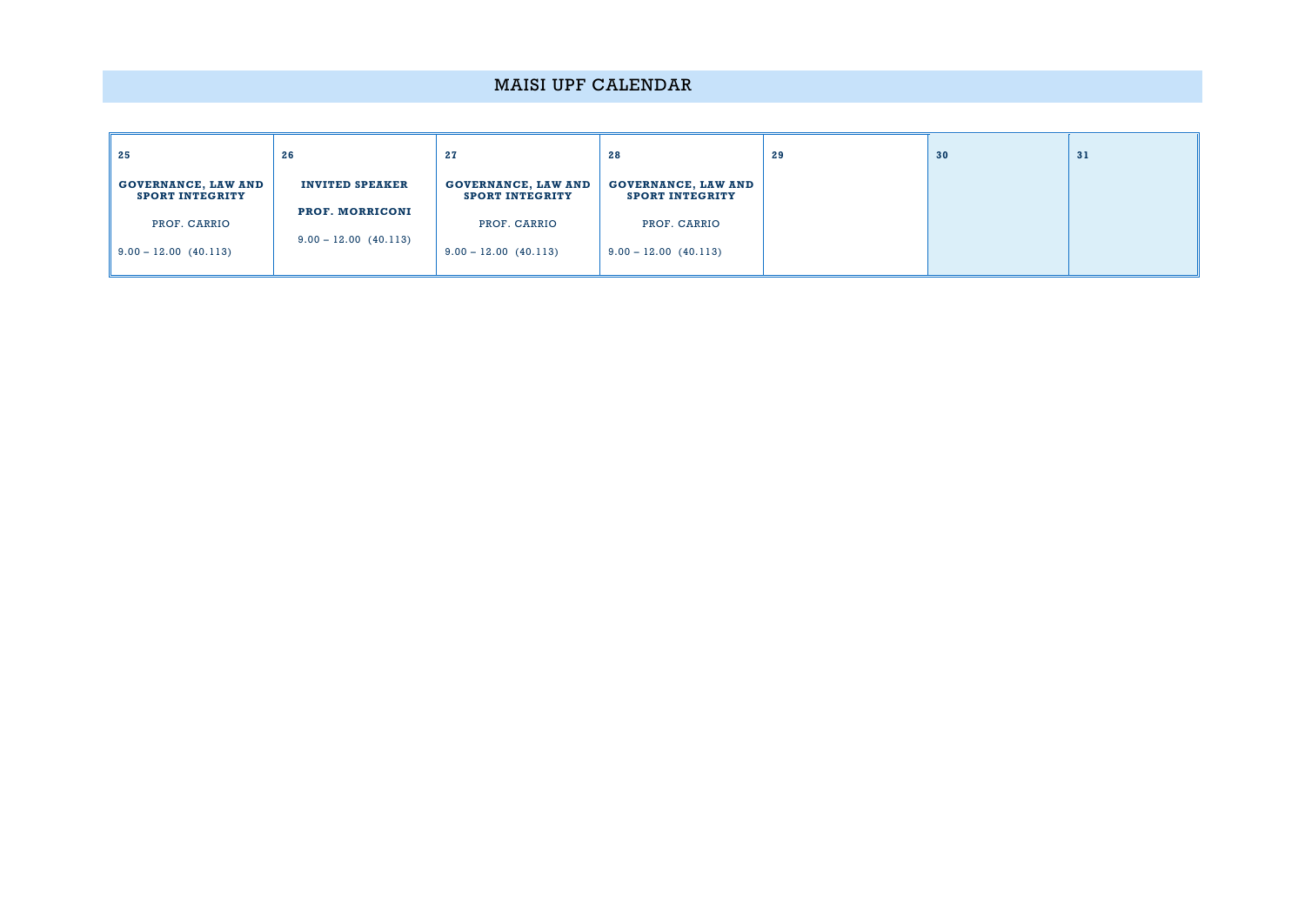# MAISI UPF CALENDAR

| 25 | 26 | 27 | 28 | 29 | 30 | 31 |
|---|---|---|---|---|---|---|
| **GOVERNANCE, LAW AND SPORT INTEGRITY**<br>PROF. CARRIO<br>9.00 – 12.00 (40.113) | **INVITED SPEAKER**<br>**PROF. MORRICONI**<br>9.00 – 12.00 (40.113) | **GOVERNANCE, LAW AND SPORT INTEGRITY**<br>PROF. CARRIO<br>9.00 – 12.00 (40.113) | **GOVERNANCE, LAW AND SPORT INTEGRITY**<br>PROF. CARRIO<br>9.00 – 12.00 (40.113) | | | |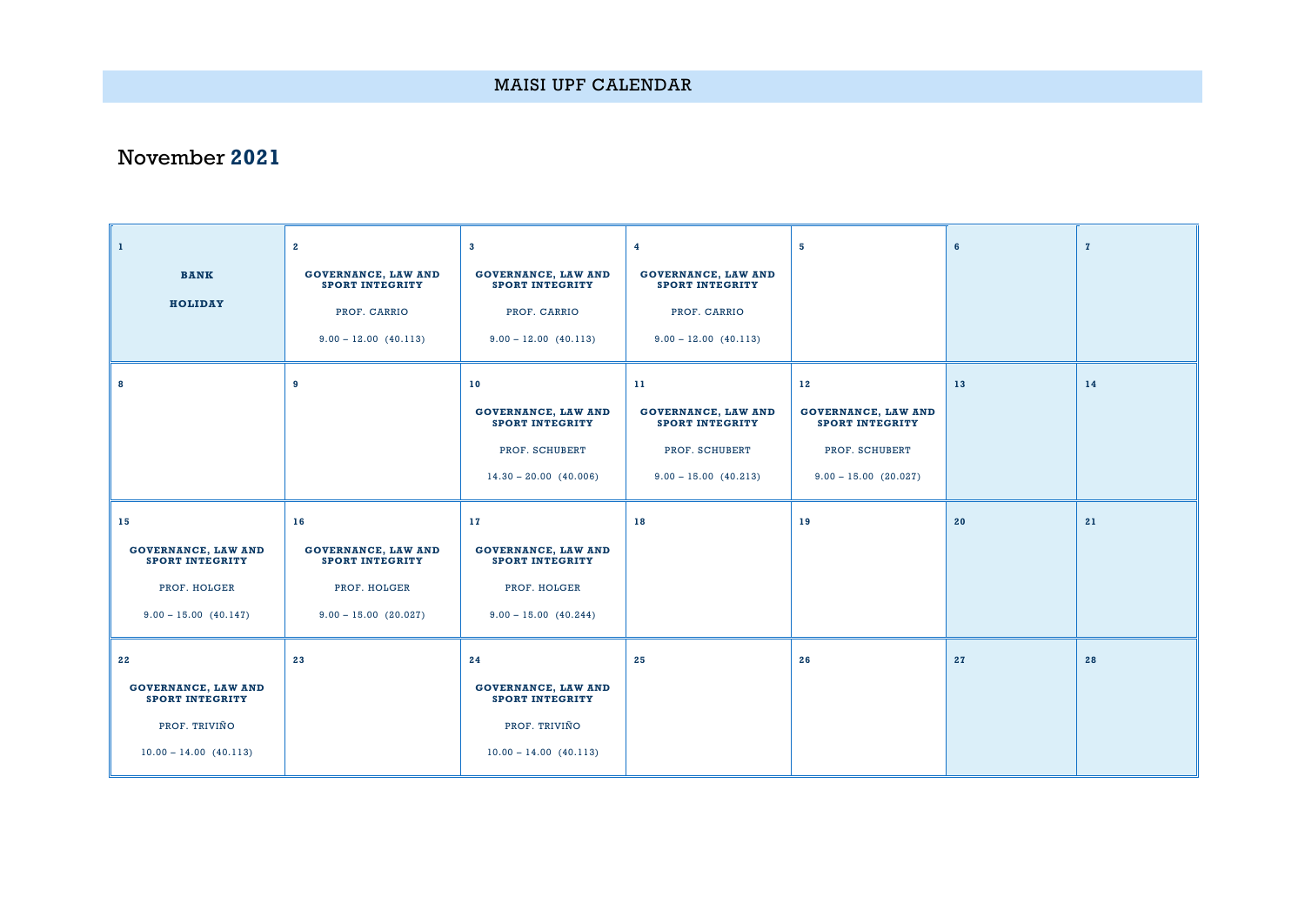# MAISI UPF CALENDAR

## November 2021

| | | | | | | |
|---|---|---|---|---|---|---|
| **1**<br><br>**BANK HOLIDAY** | **2**<br><br>**GOVERNANCE, LAW AND SPORT INTEGRITY**<br><br>PROF. CARRIO<br><br>9.00 – 12.00 (40.113) | **3**<br><br>**GOVERNANCE, LAW AND SPORT INTEGRITY**<br><br>PROF. CARRIO<br><br>9.00 – 12.00 (40.113) | **4**<br><br>**GOVERNANCE, LAW AND SPORT INTEGRITY**<br><br>PROF. CARRIO<br><br>9.00 – 12.00 (40.113) | **5** | **6** | **7** |
| **8** | **9** | **10**<br><br>**GOVERNANCE, LAW AND SPORT INTEGRITY**<br><br>PROF. SCHUBERT<br><br>14.30 – 20.00 (40.006) | **11**<br><br>**GOVERNANCE, LAW AND SPORT INTEGRITY**<br><br>PROF. SCHUBERT<br><br>9.00 – 15.00 (40.213) | **12**<br><br>**GOVERNANCE, LAW AND SPORT INTEGRITY**<br><br>PROF. SCHUBERT<br><br>9.00 – 15.00 (20.027) | **13** | **14** |
| **15**<br><br>**GOVERNANCE, LAW AND SPORT INTEGRITY**<br><br>PROF. HOLGER<br><br>9.00 – 15.00 (40.147) | **16**<br><br>**GOVERNANCE, LAW AND SPORT INTEGRITY**<br><br>PROF. HOLGER<br><br>9.00 – 15.00 (20.027) | **17**<br><br>**GOVERNANCE, LAW AND SPORT INTEGRITY**<br><br>PROF. HOLGER<br><br>9.00 – 15.00 (40.244) | **18** | **19** | **20** | **21** |
| **22**<br><br>**GOVERNANCE, LAW AND SPORT INTEGRITY**<br><br>PROF. TRIVIÑO<br><br>10.00 – 14.00 (40.113) | **23** | **24**<br><br>**GOVERNANCE, LAW AND SPORT INTEGRITY**<br><br>PROF. TRIVIÑO<br><br>10.00 – 14.00 (40.113) | **25** | **26** | **27** | **28** |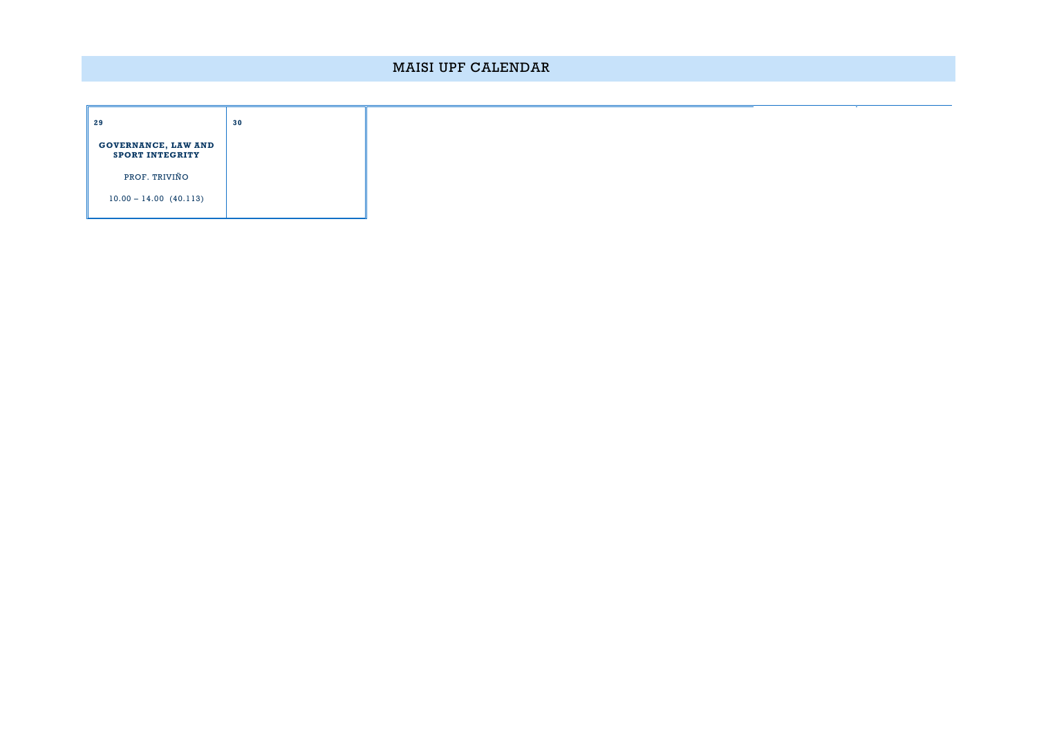# MAISI UPF CALENDAR

| 29 | 30 |
|---|---|
| **GOVERNANCE, LAW AND SPORT INTEGRITY**<br><br>PROF. TRIVIÑO<br><br>10.00 – 14.00 (40.113) | |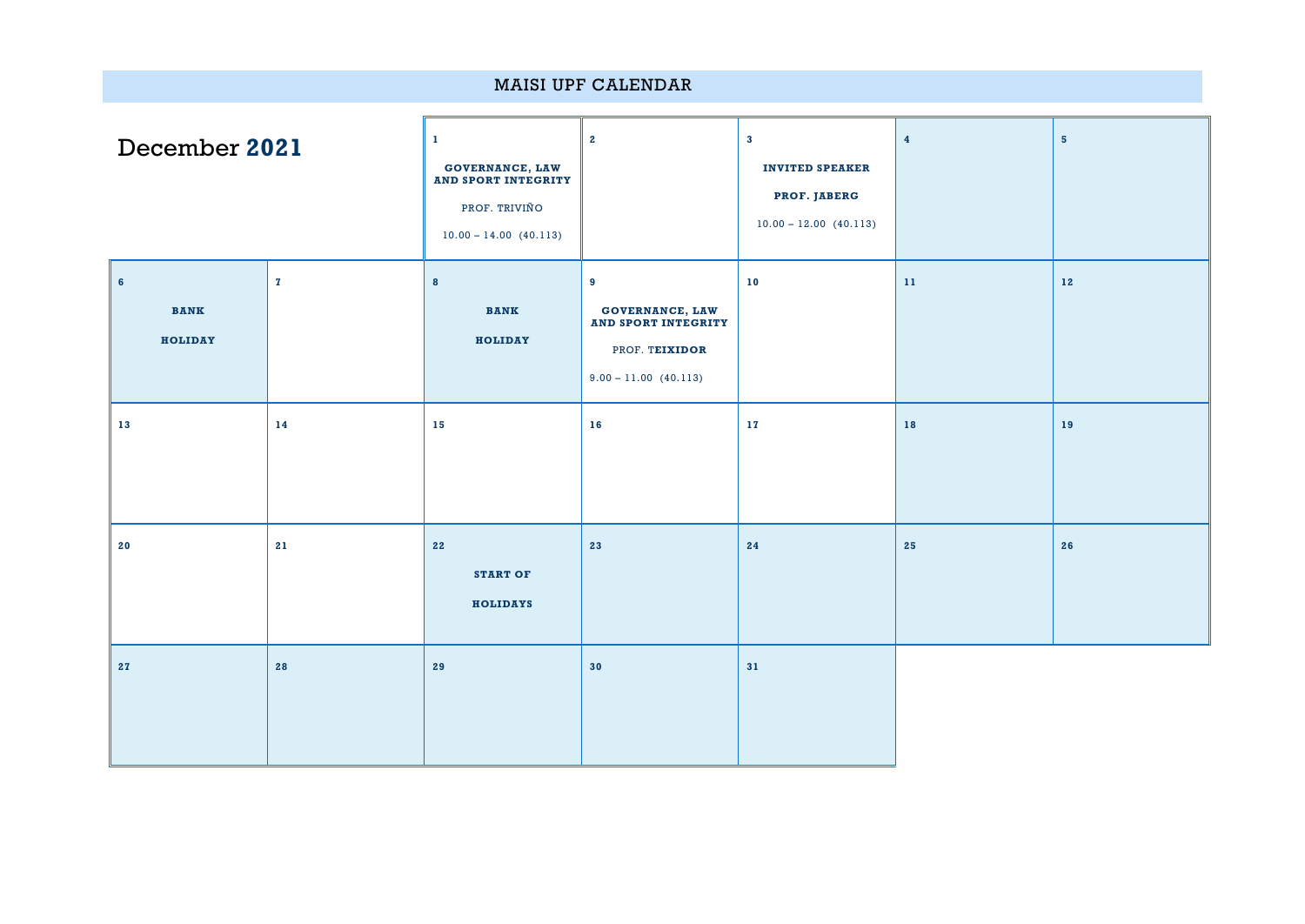# MAISI UPF CALENDAR

## December 2021

| Mon | Tue | Wed | Thu | Fri | Sat | Sun |
|---|---|---|---|---|---|---|
| | | **1** **GOVERNANCE, LAW AND SPORT INTEGRITY** PROF. TRIVIÑO 10.00 – 14.00 (40.113) | **2** | **3** **INVITED SPEAKER** **PROF. JABERG** 10.00 – 12.00 (40.113) | **4** | **5** |
| **6** **BANK HOLIDAY** | **7** | **8** **BANK HOLIDAY** | **9** **GOVERNANCE, LAW AND SPORT INTEGRITY** PROF. T**EIXIDOR** 9.00 – 11.00 (40.113) | **10** | **11** | **12** |
| **13** | **14** | **15** | **16** | **17** | **18** | **19** |
| **20** | **21** | **22** **START OF HOLIDAYS** | **23** | **24** | **25** | **26** |
| **27** | **28** | **29** | **30** | **31** | | |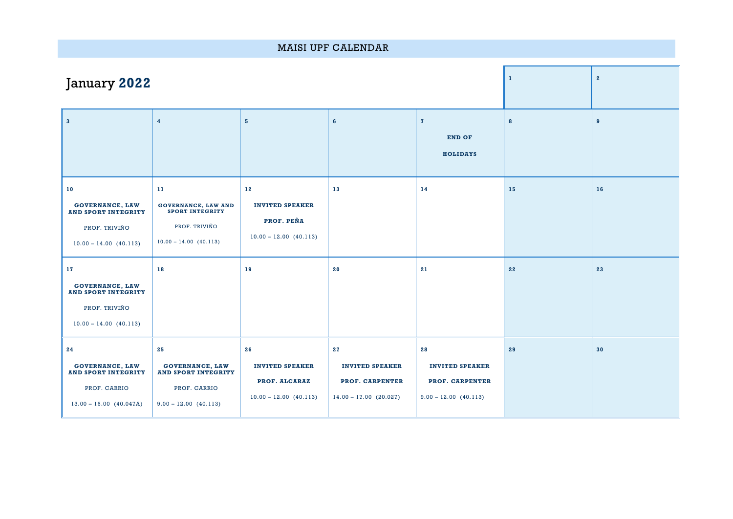# MAISI UPF CALENDAR

## January 2022

| | | | | | | |
|---|---|---|---|---|---|---|
| | | | | | **1** | **2** |
| **3** | **4** | **5** | **6** | **7**<br>**END OF HOLIDAYS** | **8** | **9** |
| **10**<br>**GOVERNANCE, LAW AND SPORT INTEGRITY**<br>PROF. TRIVIÑO<br>10.00 – 14.00 (40.113) | **11**<br>**GOVERNANCE, LAW AND SPORT INTEGRITY**<br>PROF. TRIVIÑO<br>10.00 – 14.00 (40.113) | **12**<br>**INVITED SPEAKER**<br>**PROF. PEÑA**<br>10.00 – 12.00 (40.113) | **13** | **14** | **15** | **16** |
| **17**<br>**GOVERNANCE, LAW AND SPORT INTEGRITY**<br>PROF. TRIVIÑO<br>10.00 – 14.00 (40.113) | **18** | **19** | **20** | **21** | **22** | **23** |
| **24**<br>**GOVERNANCE, LAW AND SPORT INTEGRITY**<br>PROF. CARRIO<br>13.00 – 16.00 (40.047A) | **25**<br>**GOVERNANCE, LAW AND SPORT INTEGRITY**<br>PROF. CARRIO<br>9.00 – 12.00 (40.113) | **26**<br>**INVITED SPEAKER**<br>**PROF. ALCARAZ**<br>10.00 – 12.00 (40.113) | **27**<br>**INVITED SPEAKER**<br>**PROF. CARPENTER**<br>14.00 – 17.00 (20.027) | **28**<br>**INVITED SPEAKER**<br>**PROF. CARPENTER**<br>9.00 – 12.00 (40.113) | **29** | **30** |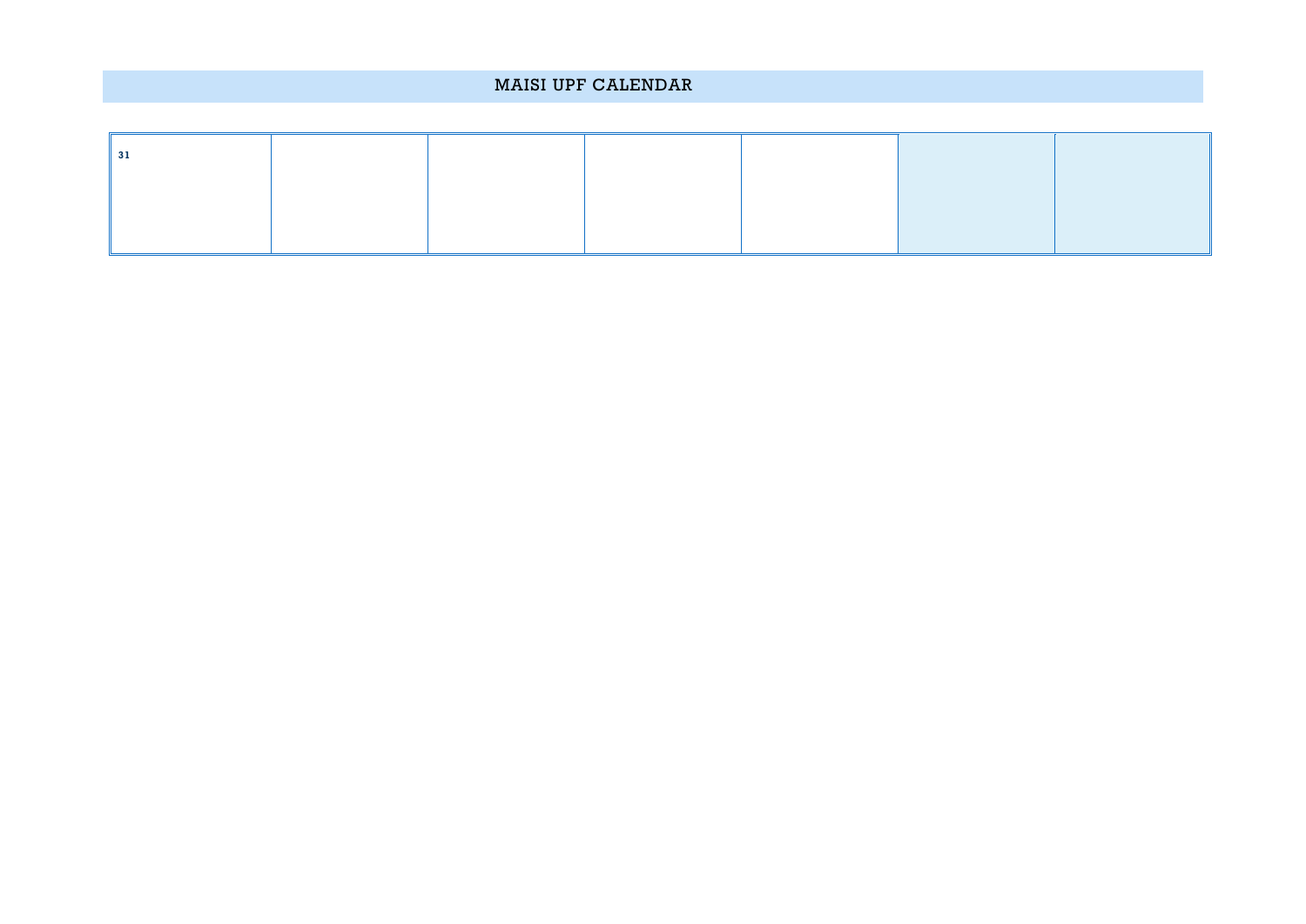MAISI UPF CALENDAR

| | | | | | | |
|---|---|---|---|---|---|---|
| 31 | | | | | | |